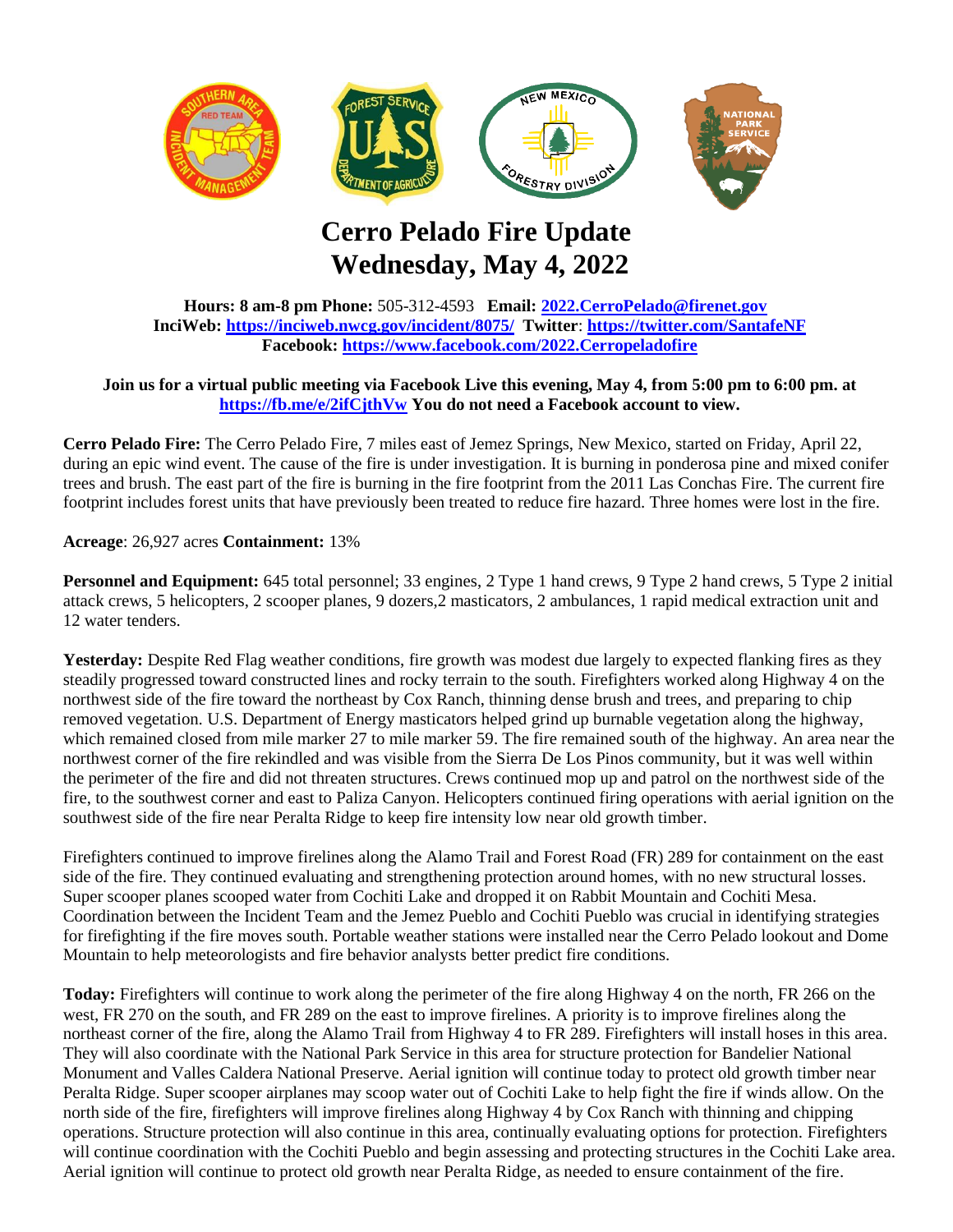# Cerro Pelado Fire Update
# Wednesday, May 4, 2022

**Hours: 8 am-8 pm Phone:** 505-312-4593 **Email: 2022.CerroPelado@firenet.gov**
**InciWeb: https://inciweb.nwcg.gov/incident/8075/ Twitter: https://twitter.com/SantafeNF**
**Facebook: https://www.facebook.com/2022.Cerropeladofire**

**Join us for a virtual public meeting via Facebook Live this evening, May 4, from 5:00 pm to 6:00 pm. at https://fb.me/e/2ifCjthVw You do not need a Facebook account to view.**

**Cerro Pelado Fire:** The Cerro Pelado Fire, 7 miles east of Jemez Springs, New Mexico, started on Friday, April 22, during an epic wind event. The cause of the fire is under investigation. It is burning in ponderosa pine and mixed conifer trees and brush. The east part of the fire is burning in the fire footprint from the 2011 Las Conchas Fire. The current fire footprint includes forest units that have previously been treated to reduce fire hazard. Three homes were lost in the fire.

**Acreage**: 26,927 acres **Containment:** 13%

**Personnel and Equipment:** 645 total personnel; 33 engines, 2 Type 1 hand crews, 9 Type 2 hand crews, 5 Type 2 initial attack crews, 5 helicopters, 2 scooper planes, 9 dozers,2 masticators, 2 ambulances, 1 rapid medical extraction unit and 12 water tenders.

**Yesterday:** Despite Red Flag weather conditions, fire growth was modest due largely to expected flanking fires as they steadily progressed toward constructed lines and rocky terrain to the south. Firefighters worked along Highway 4 on the northwest side of the fire toward the northeast by Cox Ranch, thinning dense brush and trees, and preparing to chip removed vegetation. U.S. Department of Energy masticators helped grind up burnable vegetation along the highway, which remained closed from mile marker 27 to mile marker 59. The fire remained south of the highway. An area near the northwest corner of the fire rekindled and was visible from the Sierra De Los Pinos community, but it was well within the perimeter of the fire and did not threaten structures. Crews continued mop up and patrol on the northwest side of the fire, to the southwest corner and east to Paliza Canyon. Helicopters continued firing operations with aerial ignition on the southwest side of the fire near Peralta Ridge to keep fire intensity low near old growth timber.

Firefighters continued to improve firelines along the Alamo Trail and Forest Road (FR) 289 for containment on the east side of the fire. They continued evaluating and strengthening protection around homes, with no new structural losses. Super scooper planes scooped water from Cochiti Lake and dropped it on Rabbit Mountain and Cochiti Mesa. Coordination between the Incident Team and the Jemez Pueblo and Cochiti Pueblo was crucial in identifying strategies for firefighting if the fire moves south. Portable weather stations were installed near the Cerro Pelado lookout and Dome Mountain to help meteorologists and fire behavior analysts better predict fire conditions.

**Today:** Firefighters will continue to work along the perimeter of the fire along Highway 4 on the north, FR 266 on the west, FR 270 on the south, and FR 289 on the east to improve firelines. A priority is to improve firelines along the northeast corner of the fire, along the Alamo Trail from Highway 4 to FR 289. Firefighters will install hoses in this area. They will also coordinate with the National Park Service in this area for structure protection for Bandelier National Monument and Valles Caldera National Preserve. Aerial ignition will continue today to protect old growth timber near Peralta Ridge. Super scooper airplanes may scoop water out of Cochiti Lake to help fight the fire if winds allow. On the north side of the fire, firefighters will improve firelines along Highway 4 by Cox Ranch with thinning and chipping operations. Structure protection will also continue in this area, continually evaluating options for protection. Firefighters will continue coordination with the Cochiti Pueblo and begin assessing and protecting structures in the Cochiti Lake area. Aerial ignition will continue to protect old growth near Peralta Ridge, as needed to ensure containment of the fire.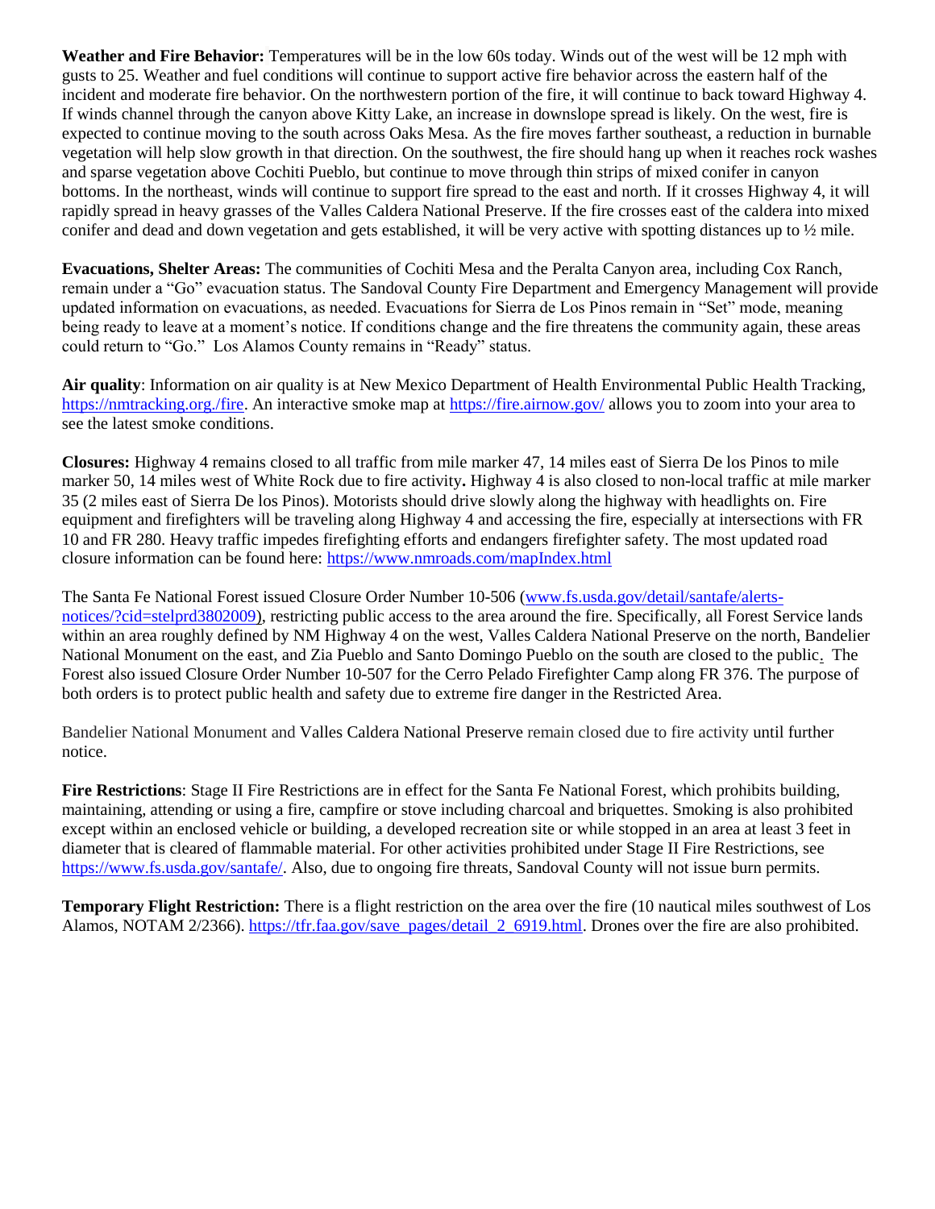**Weather and Fire Behavior:** Temperatures will be in the low 60s today. Winds out of the west will be 12 mph with gusts to 25. Weather and fuel conditions will continue to support active fire behavior across the eastern half of the incident and moderate fire behavior. On the northwestern portion of the fire, it will continue to back toward Highway 4. If winds channel through the canyon above Kitty Lake, an increase in downslope spread is likely. On the west, fire is expected to continue moving to the south across Oaks Mesa. As the fire moves farther southeast, a reduction in burnable vegetation will help slow growth in that direction. On the southwest, the fire should hang up when it reaches rock washes and sparse vegetation above Cochiti Pueblo, but continue to move through thin strips of mixed conifer in canyon bottoms. In the northeast, winds will continue to support fire spread to the east and north. If it crosses Highway 4, it will rapidly spread in heavy grasses of the Valles Caldera National Preserve. If the fire crosses east of the caldera into mixed conifer and dead and down vegetation and gets established, it will be very active with spotting distances up to ½ mile.

**Evacuations, Shelter Areas:** The communities of Cochiti Mesa and the Peralta Canyon area, including Cox Ranch, remain under a "Go" evacuation status. The Sandoval County Fire Department and Emergency Management will provide updated information on evacuations, as needed. Evacuations for Sierra de Los Pinos remain in "Set" mode, meaning being ready to leave at a moment's notice. If conditions change and the fire threatens the community again, these areas could return to "Go." Los Alamos County remains in "Ready" status.

**Air quality**: Information on air quality is at New Mexico Department of Health Environmental Public Health Tracking, https://nmtracking.org./fire. An interactive smoke map at https://fire.airnow.gov/ allows you to zoom into your area to see the latest smoke conditions.

**Closures:** Highway 4 remains closed to all traffic from mile marker 47, 14 miles east of Sierra De los Pinos to mile marker 50, 14 miles west of White Rock due to fire activity**.** Highway 4 is also closed to non-local traffic at mile marker 35 (2 miles east of Sierra De los Pinos). Motorists should drive slowly along the highway with headlights on. Fire equipment and firefighters will be traveling along Highway 4 and accessing the fire, especially at intersections with FR 10 and FR 280. Heavy traffic impedes firefighting efforts and endangers firefighter safety. The most updated road closure information can be found here: https://www.nmroads.com/mapIndex.html

The Santa Fe National Forest issued Closure Order Number 10-506 (www.fs.usda.gov/detail/santafe/alerts-notices/?cid=stelprd3802009), restricting public access to the area around the fire. Specifically, all Forest Service lands within an area roughly defined by NM Highway 4 on the west, Valles Caldera National Preserve on the north, Bandelier National Monument on the east, and Zia Pueblo and Santo Domingo Pueblo on the south are closed to the public. The Forest also issued Closure Order Number 10-507 for the Cerro Pelado Firefighter Camp along FR 376. The purpose of both orders is to protect public health and safety due to extreme fire danger in the Restricted Area.

Bandelier National Monument and Valles Caldera National Preserve remain closed due to fire activity until further notice.

**Fire Restrictions**: Stage II Fire Restrictions are in effect for the Santa Fe National Forest, which prohibits building, maintaining, attending or using a fire, campfire or stove including charcoal and briquettes. Smoking is also prohibited except within an enclosed vehicle or building, a developed recreation site or while stopped in an area at least 3 feet in diameter that is cleared of flammable material. For other activities prohibited under Stage II Fire Restrictions, see https://www.fs.usda.gov/santafe/. Also, due to ongoing fire threats, Sandoval County will not issue burn permits.

**Temporary Flight Restriction:** There is a flight restriction on the area over the fire (10 nautical miles southwest of Los Alamos, NOTAM 2/2366). https://tfr.faa.gov/save_pages/detail_2_6919.html. Drones over the fire are also prohibited.